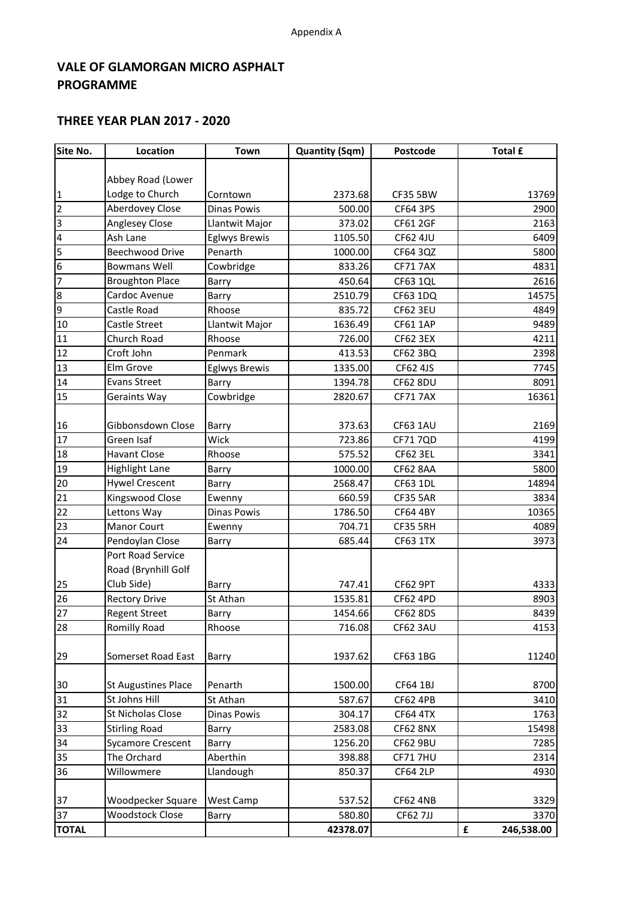Appendix A

## VALE OF GLAMORGAN MICRO ASPHALT PROGRAMME

### THREE YEAR PLAN 2017 - 2020

| Site No. | Location | Town | Quantity (Sqm) | Postcode | Total £ |
|---|---|---|---|---|---|
| 1 | Abbey Road (Lower Lodge to Church | Corntown | 2373.68 | CF35 5BW | 13769 |
| 2 | Aberdovey Close | Dinas Powis | 500.00 | CF64 3PS | 2900 |
| 3 | Anglesey Close | Llantwit Major | 373.02 | CF61 2GF | 2163 |
| 4 | Ash Lane | Eglwys Brewis | 1105.50 | CF62 4JU | 6409 |
| 5 | Beechwood Drive | Penarth | 1000.00 | CF64 3QZ | 5800 |
| 6 | Bowmans Well | Cowbridge | 833.26 | CF71 7AX | 4831 |
| 7 | Broughton Place | Barry | 450.64 | CF63 1QL | 2616 |
| 8 | Cardoc Avenue | Barry | 2510.79 | CF63 1DQ | 14575 |
| 9 | Castle Road | Rhoose | 835.72 | CF62 3EU | 4849 |
| 10 | Castle Street | Llantwit Major | 1636.49 | CF61 1AP | 9489 |
| 11 | Church Road | Rhoose | 726.00 | CF62 3EX | 4211 |
| 12 | Croft John | Penmark | 413.53 | CF62 3BQ | 2398 |
| 13 | Elm Grove | Eglwys Brewis | 1335.00 | CF62 4JS | 7745 |
| 14 | Evans Street | Barry | 1394.78 | CF62 8DU | 8091 |
| 15 | Geraints Way | Cowbridge | 2820.67 | CF71 7AX | 16361 |
| 16 | Gibbonsdown Close | Barry | 373.63 | CF63 1AU | 2169 |
| 17 | Green Isaf | Wick | 723.86 | CF71 7QD | 4199 |
| 18 | Havant Close | Rhoose | 575.52 | CF62 3EL | 3341 |
| 19 | Highlight Lane | Barry | 1000.00 | CF62 8AA | 5800 |
| 20 | Hywel Crescent | Barry | 2568.47 | CF63 1DL | 14894 |
| 21 | Kingswood Close | Ewenny | 660.59 | CF35 5AR | 3834 |
| 22 | Lettons Way | Dinas Powis | 1786.50 | CF64 4BY | 10365 |
| 23 | Manor Court | Ewenny | 704.71 | CF35 5RH | 4089 |
| 24 | Pendoylan Close | Barry | 685.44 | CF63 1TX | 3973 |
| 25 | Port Road Service Road (Brynhill Golf Club Side) | Barry | 747.41 | CF62 9PT | 4333 |
| 26 | Rectory Drive | St Athan | 1535.81 | CF62 4PD | 8903 |
| 27 | Regent Street | Barry | 1454.66 | CF62 8DS | 8439 |
| 28 | Romilly Road | Rhoose | 716.08 | CF62 3AU | 4153 |
| 29 | Somerset Road East | Barry | 1937.62 | CF63 1BG | 11240 |
| 30 | St Augustines Place | Penarth | 1500.00 | CF64 1BJ | 8700 |
| 31 | St Johns Hill | St Athan | 587.67 | CF62 4PB | 3410 |
| 32 | St Nicholas Close | Dinas Powis | 304.17 | CF64 4TX | 1763 |
| 33 | Stirling Road | Barry | 2583.08 | CF62 8NX | 15498 |
| 34 | Sycamore Crescent | Barry | 1256.20 | CF62 9BU | 7285 |
| 35 | The Orchard | Aberthin | 398.88 | CF71 7HU | 2314 |
| 36 | Willowmere | Llandough | 850.37 | CF64 2LP | 4930 |
| 37 | Woodpecker Square | West Camp | 537.52 | CF62 4NB | 3329 |
| 37 | Woodstock Close | Barry | 580.80 | CF62 7JJ | 3370 |
| **TOTAL** | | | **42378.07** | | **£ 246,538.00** |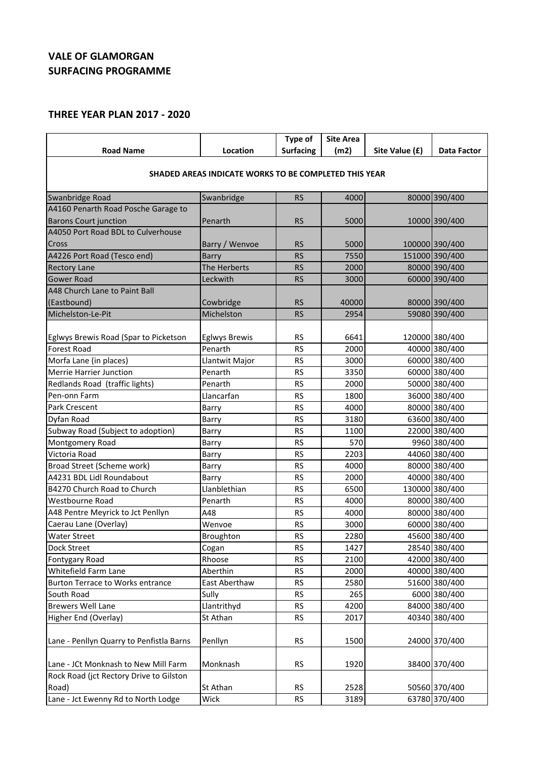## VALE OF GLAMORGAN
## SURFACING PROGRAMME

### THREE YEAR PLAN 2017 - 2020

| Road Name | Location | Type of Surfacing | Site Area (m2) | Site Value (£) | Data Factor |
|---|---|---|---|---|---|
| SHADED AREAS INDICATE WORKS TO BE COMPLETED THIS YEAR | | | | | |
| Swanbridge Road | Swanbridge | RS | 4000 | 80000 | 390/400 |
| A4160 Penarth Road Posche Garage to Barons Court junction | Penarth | RS | 5000 | 10000 | 390/400 |
| A4050 Port Road BDL to Culverhouse Cross | Barry / Wenvoe | RS | 5000 | 100000 | 390/400 |
| A4226 Port Road (Tesco end) | Barry | RS | 7550 | 151000 | 390/400 |
| Rectory Lane | The Herberts | RS | 2000 | 80000 | 390/400 |
| Gower Road | Leckwith | RS | 3000 | 60000 | 390/400 |
| A48 Church Lane to Paint Ball (Eastbound) | Cowbridge | RS | 40000 | 80000 | 390/400 |
| Michelston-Le-Pit | Michelston | RS | 2954 | 59080 | 390/400 |
| Eglwys Brewis Road (Spar to Picketson | Eglwys Brewis | RS | 6641 | 120000 | 380/400 |
| Forest Road | Penarth | RS | 2000 | 40000 | 380/400 |
| Morfa Lane (in places) | Llantwit Major | RS | 3000 | 60000 | 380/400 |
| Merrie Harrier Junction | Penarth | RS | 3350 | 60000 | 380/400 |
| Redlands Road (traffic lights) | Penarth | RS | 2000 | 50000 | 380/400 |
| Pen-onn Farm | Llancarfan | RS | 1800 | 36000 | 380/400 |
| Park Crescent | Barry | RS | 4000 | 80000 | 380/400 |
| Dyfan Road | Barry | RS | 3180 | 63600 | 380/400 |
| Subway Road (Subject to adoption) | Barry | RS | 1100 | 22000 | 380/400 |
| Montgomery Road | Barry | RS | 570 | 9960 | 380/400 |
| Victoria Road | Barry | RS | 2203 | 44060 | 380/400 |
| Broad Street (Scheme work) | Barry | RS | 4000 | 80000 | 380/400 |
| A4231 BDL Lidl Roundabout | Barry | RS | 2000 | 40000 | 380/400 |
| B4270 Church Road to Church | Llanblethian | RS | 6500 | 130000 | 380/400 |
| Westbourne Road | Penarth | RS | 4000 | 80000 | 380/400 |
| A48 Pentre Meyrick to Jct Penllyn | A48 | RS | 4000 | 80000 | 380/400 |
| Caerau Lane (Overlay) | Wenvoe | RS | 3000 | 60000 | 380/400 |
| Water Street | Broughton | RS | 2280 | 45600 | 380/400 |
| Dock Street | Cogan | RS | 1427 | 28540 | 380/400 |
| Fontygary Road | Rhoose | RS | 2100 | 42000 | 380/400 |
| Whitefield Farm Lane | Aberthin | RS | 2000 | 40000 | 380/400 |
| Burton Terrace to Works entrance | East Aberthaw | RS | 2580 | 51600 | 380/400 |
| South Road | Sully | RS | 265 | 6000 | 380/400 |
| Brewers Well Lane | Llantrithyd | RS | 4200 | 84000 | 380/400 |
| Higher End (Overlay) | St Athan | RS | 2017 | 40340 | 380/400 |
| Lane - Penllyn Quarry to Penfistla Barns | Penllyn | RS | 1500 | 24000 | 370/400 |
| Lane - JCt Monknash to New Mill Farm | Monknash | RS | 1920 | 38400 | 370/400 |
| Rock Road (jct Rectory Drive to Gilston Road) | St Athan | RS | 2528 | 50560 | 370/400 |
| Lane - Jct Ewenny Rd to North Lodge | Wick | RS | 3189 | 63780 | 370/400 |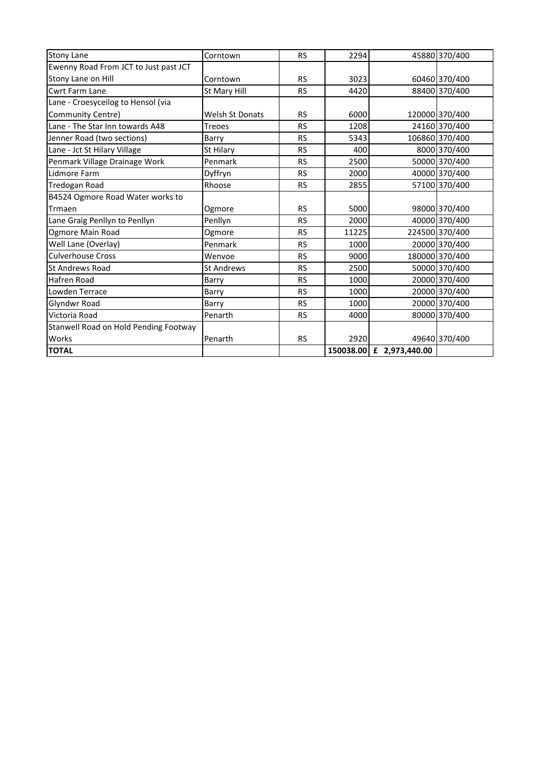| | | | | | |
|---|---|---|---|---|---|
| Stony Lane | Corntown | RS | 2294 | 45880 | 370/400 |
| Ewenny Road From JCT to Just past JCT Stony Lane on Hill | Corntown | RS | 3023 | 60460 | 370/400 |
| Cwrt Farm Lane | St Mary Hill | RS | 4420 | 88400 | 370/400 |
| Lane - Croesyceilog to Hensol (via Community Centre) | Welsh St Donats | RS | 6000 | 120000 | 370/400 |
| Lane - The Star Inn towards A48 | Treoes | RS | 1208 | 24160 | 370/400 |
| Jenner Road (two sections) | Barry | RS | 5343 | 106860 | 370/400 |
| Lane - Jct St Hilary Village | St Hilary | RS | 400 | 8000 | 370/400 |
| Penmark Village Drainage Work | Penmark | RS | 2500 | 50000 | 370/400 |
| Lidmore Farm | Dyffryn | RS | 2000 | 40000 | 370/400 |
| Tredogan Road | Rhoose | RS | 2855 | 57100 | 370/400 |
| B4524 Ogmore Road Water works to Trmaen | Ogmore | RS | 5000 | 98000 | 370/400 |
| Lane Graig Penllyn to Penllyn | Penllyn | RS | 2000 | 40000 | 370/400 |
| Ogmore Main Road | Ogmore | RS | 11225 | 224500 | 370/400 |
| Well Lane (Overlay) | Penmark | RS | 1000 | 20000 | 370/400 |
| Culverhouse Cross | Wenvoe | RS | 9000 | 180000 | 370/400 |
| St Andrews Road | St Andrews | RS | 2500 | 50000 | 370/400 |
| Hafren Road | Barry | RS | 1000 | 20000 | 370/400 |
| Lowden Terrace | Barry | RS | 1000 | 20000 | 370/400 |
| Glyndwr Road | Barry | RS | 1000 | 20000 | 370/400 |
| Victoria Road | Penarth | RS | 4000 | 80000 | 370/400 |
| Stanwell Road on Hold Pending Footway Works | Penarth | RS | 2920 | 49640 | 370/400 |
| **TOTAL** | | | **150038.00** | **£ 2,973,440.00** | |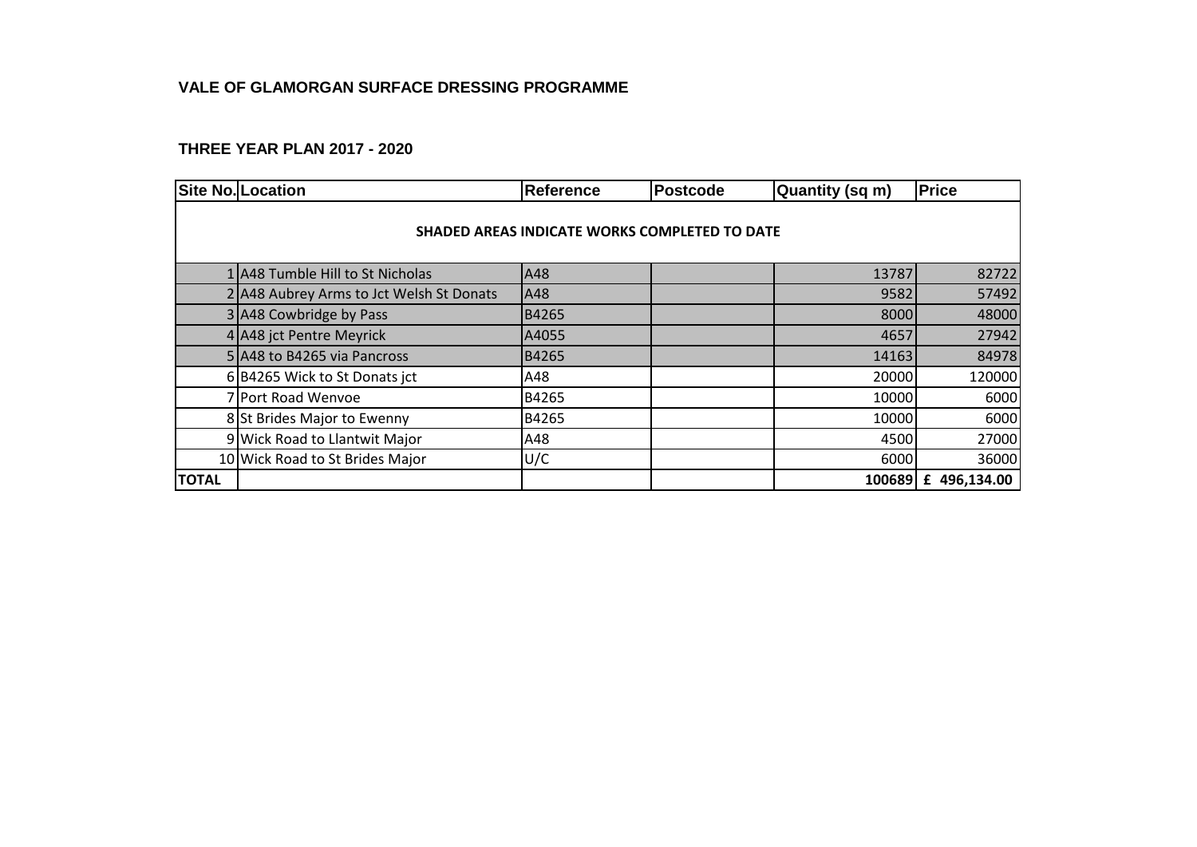## VALE OF GLAMORGAN SURFACE DRESSING PROGRAMME

### THREE YEAR PLAN 2017 - 2020

| Site No. | Location | Reference | Postcode | Quantity (sq m) | Price |
|---|---|---|---|---|---|
| SHADED AREAS INDICATE WORKS COMPLETED TO DATE | | | | | |
| 1 | A48 Tumble Hill to St Nicholas | A48 | | 13787 | 82722 |
| 2 | A48 Aubrey Arms to Jct Welsh St Donats | A48 | | 9582 | 57492 |
| 3 | A48 Cowbridge by Pass | B4265 | | 8000 | 48000 |
| 4 | A48 jct Pentre Meyrick | A4055 | | 4657 | 27942 |
| 5 | A48 to B4265 via Pancross | B4265 | | 14163 | 84978 |
| 6 | B4265 Wick to St Donats jct | A48 | | 20000 | 120000 |
| 7 | Port Road Wenvoe | B4265 | | 10000 | 6000 |
| 8 | St Brides Major to Ewenny | B4265 | | 10000 | 6000 |
| 9 | Wick Road to Llantwit Major | A48 | | 4500 | 27000 |
| 10 | Wick Road to St Brides Major | U/C | | 6000 | 36000 |
| TOTAL | | | | 100689 | £ 496,134.00 |